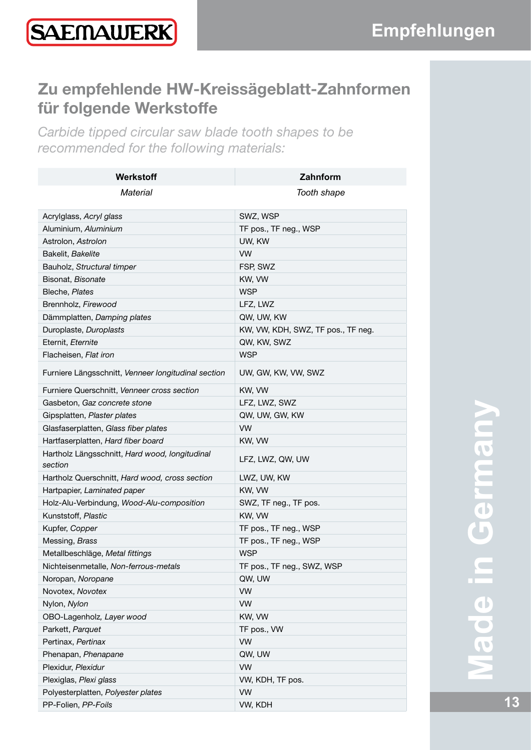# Zu empfehlende HW-Kreissägeblatt-Zahnformen für folgende Werkstoffe

*Carbide tipped circular saw blade tooth shapes to be recommended for the following materials:*

| **Werkstoff**<br>*Material* | **Zahnform**<br>*Tooth shape* |
|---|---|
| Acrylglass, *Acryl glass* | SWZ, WSP |
| Aluminium, *Aluminium* | TF pos., TF neg., WSP |
| Astrolon, *Astrolon* | UW, KW |
| Bakelit, *Bakelite* | VW |
| Bauholz, *Structural timper* | FSP, SWZ |
| Bisonat, *Bisonate* | KW, VW |
| Bleche, *Plates* | WSP |
| Brennholz, *Firewood* | LFZ, LWZ |
| Dämmplatten, *Damping plates* | QW, UW, KW |
| Duroplaste, *Duroplasts* | KW, VW, KDH, SWZ, TF pos., TF neg. |
| Eternit, *Eternite* | QW, KW, SWZ |
| Flacheisen, *Flat iron* | WSP |
| Furniere Längsschnitt, *Venneer longitudinal section* | UW, GW, KW, VW, SWZ |
| Furniere Querschnitt, *Venneer cross section* | KW, VW |
| Gasbeton, *Gaz concrete stone* | LFZ, LWZ, SWZ |
| Gipsplatten, *Plaster plates* | QW, UW, GW, KW |
| Glasfaserplatten, *Glass fiber plates* | VW |
| Hartfaserplatten, *Hard fiber board* | KW, VW |
| Hartholz Längsschnitt, *Hard wood, longitudinal section* | LFZ, LWZ, QW, UW |
| Hartholz Querschnitt, *Hard wood, cross section* | LWZ, UW, KW |
| Hartpapier, *Laminated paper* | KW, VW |
| Holz-Alu-Verbindung, *Wood-Alu-composition* | SWZ, TF neg., TF pos. |
| Kunststoff, *Plastic* | KW, VW |
| Kupfer, *Copper* | TF pos., TF neg., WSP |
| Messing, *Brass* | TF pos., TF neg., WSP |
| Metallbeschläge, *Metal fittings* | WSP |
| Nichteisenmetalle, *Non-ferrous-metals* | TF pos., TF neg., SWZ, WSP |
| Noropan, *Noropane* | QW, UW |
| Novotex, *Novotex* | VW |
| Nylon, *Nylon* | VW |
| OBO-Lagenholz, *Layer wood* | KW, VW |
| Parkett, *Parquet* | TF pos., VW |
| Pertinax, *Pertinax* | VW |
| Phenapan, *Phenapane* | QW, UW |
| Plexidur, *Plexidur* | VW |
| Plexiglas, *Plexi glass* | VW, KDH, TF pos. |
| Polyesterplatten, *Polyester plates* | VW |
| PP-Folien, *PP-Foils* | VW, KDH |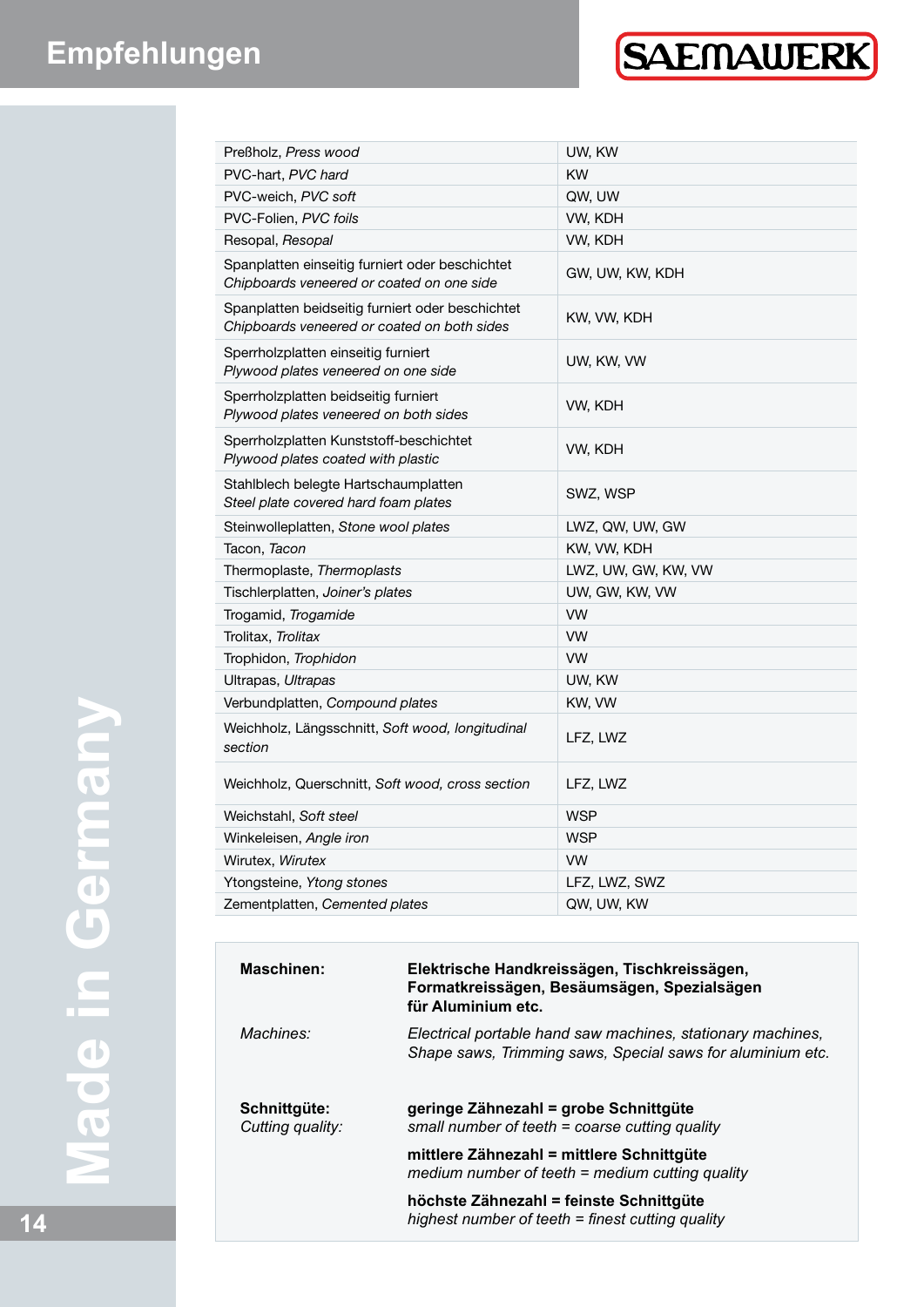# Empfehlungen

| | |
|---|---|
| Preßholz, *Press wood* | UW, KW |
| PVC-hart, *PVC hard* | KW |
| PVC-weich, *PVC soft* | QW, UW |
| PVC-Folien, *PVC foils* | VW, KDH |
| Resopal, *Resopal* | VW, KDH |
| Spanplatten einseitig furniert oder beschichtet *Chipboards veneered or coated on one side* | GW, UW, KW, KDH |
| Spanplatten beidseitig furniert oder beschichtet *Chipboards veneered or coated on both sides* | KW, VW, KDH |
| Sperrholzplatten einseitig furniert *Plywood plates veneered on one side* | UW, KW, VW |
| Sperrholzplatten beidseitig furniert *Plywood plates veneered on both sides* | VW, KDH |
| Sperrholzplatten Kunststoff-beschichtet *Plywood plates coated with plastic* | VW, KDH |
| Stahlblech belegte Hartschaumplatten *Steel plate covered hard foam plates* | SWZ, WSP |
| Steinwolleplatten, *Stone wool plates* | LWZ, QW, UW, GW |
| Tacon, *Tacon* | KW, VW, KDH |
| Thermoplaste, *Thermoplasts* | LWZ, UW, GW, KW, VW |
| Tischlerplatten, *Joiner's plates* | UW, GW, KW, VW |
| Trogamid, *Trogamide* | VW |
| Trolitax, *Trolitax* | VW |
| Trophidon, *Trophidon* | VW |
| Ultrapas, *Ultrapas* | UW, KW |
| Verbundplatten, *Compound plates* | KW, VW |
| Weichholz, Längsschnitt, *Soft wood, longitudinal section* | LFZ, LWZ |
| Weichholz, Querschnitt, *Soft wood, cross section* | LFZ, LWZ |
| Weichstahl, *Soft steel* | WSP |
| Winkeleisen, *Angle iron* | WSP |
| Wirutex, *Wirutex* | VW |
| Ytongsteine, *Ytong stones* | LFZ, LWZ, SWZ |
| Zementplatten, *Cemented plates* | QW, UW, KW |

**Maschinen:** **Elektrische Handkreissägen, Tischkreissägen, Formatkreissägen, Besäumsägen, Spezialsägen für Aluminium etc.**

*Machines:* *Electrical portable hand saw machines, stationary machines, Shape saws, Trimming saws, Special saws for aluminium etc.*

**Schnittgüte:**
*Cutting quality:*

**geringe Zähnezahl = grobe Schnittgüte**
*small number of teeth = coarse cutting quality*

**mittlere Zähnezahl = mittlere Schnittgüte**
*medium number of teeth = medium cutting quality*

**höchste Zähnezahl = feinste Schnittgüte**
*highest number of teeth = finest cutting quality*

Made in Germany